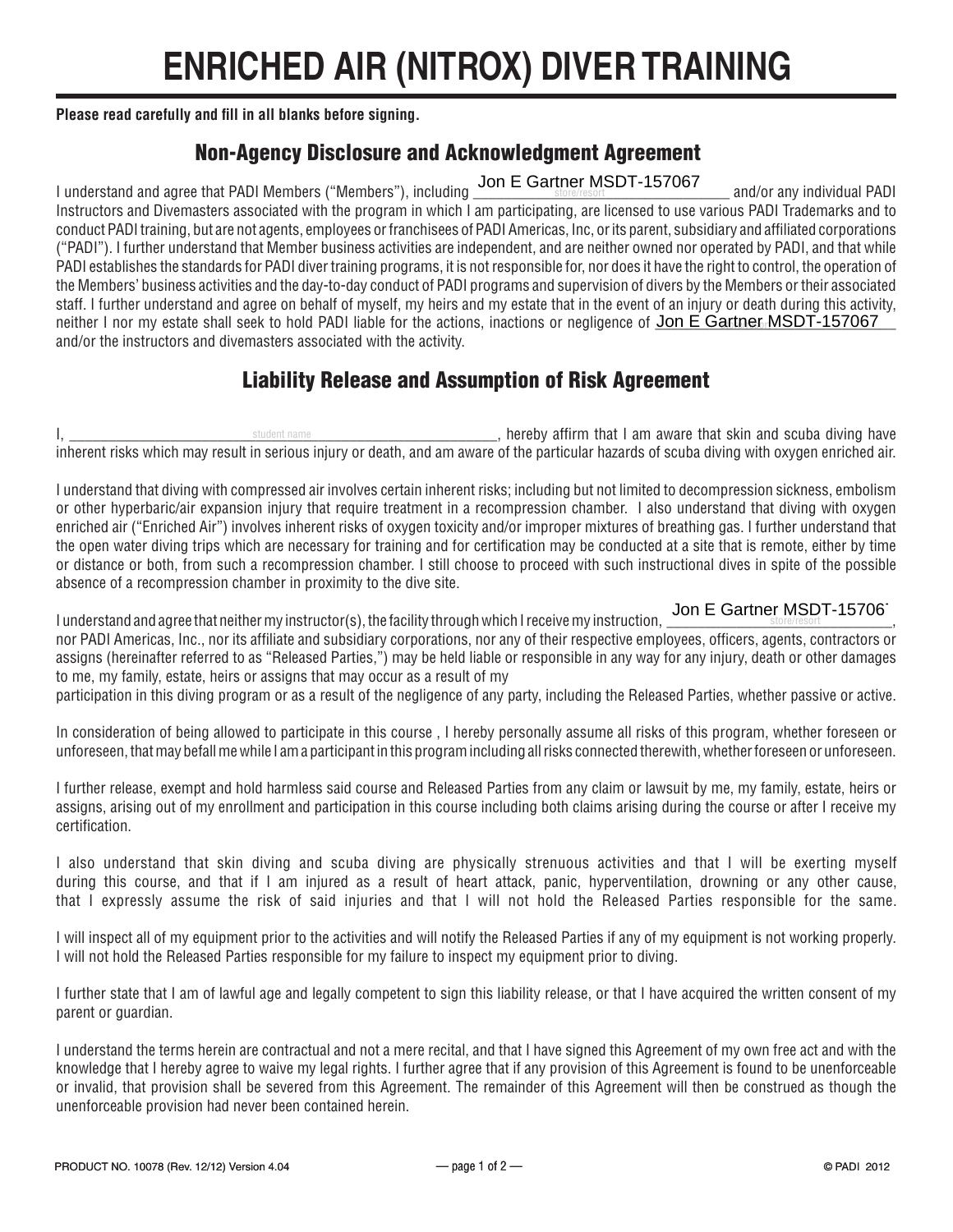# ENRICHED AIR (NITROX) DIVER TRAINING

**Please read carefully and fill in all blanks before signing.**

## Non-Agency Disclosure and Acknowledgment Agreement

I understand and agree that PADI Members ("Members"), including Jon E Gartner MSDT-157067 and/or any individual PADI Instructors and Divemasters associated with the program in which I am participating, are licensed to use various PADI Trademarks and to conduct PADI training, but are not agents, employees or franchisees of PADI Americas, Inc, or its parent, subsidiary and affiliated corporations ("PADI"). I further understand that Member business activities are independent, and are neither owned nor operated by PADI, and that while PADI establishes the standards for PADI diver training programs, it is not responsible for, nor does it have the right to control, the operation of the Members' business activities and the day-to-day conduct of PADI programs and supervision of divers by the Members or their associated staff. I further understand and agree on behalf of myself, my heirs and my estate that in the event of an injury or death during this activity, neither I nor my estate shall seek to hold PADI liable for the actions, inactions or negligence of Jon E Gartner MSDT-157067 and/or the instructors and divemasters associated with the activity.

## Liability Release and Assumption of Risk Agreement

I, ______________________ (student name), hereby affirm that I am aware that skin and scuba diving have inherent risks which may result in serious injury or death, and am aware of the particular hazards of scuba diving with oxygen enriched air.

I understand that diving with compressed air involves certain inherent risks; including but not limited to decompression sickness, embolism or other hyperbaric/air expansion injury that require treatment in a recompression chamber. I also understand that diving with oxygen enriched air ("Enriched Air") involves inherent risks of oxygen toxicity and/or improper mixtures of breathing gas. I further understand that the open water diving trips which are necessary for training and for certification may be conducted at a site that is remote, either by time or distance or both, from such a recompression chamber. I still choose to proceed with such instructional dives in spite of the possible absence of a recompression chamber in proximity to the dive site.

I understand and agree that neither my instructor(s), the facility through which I receive my instruction, Jon E Gartner MSDT-15706[7], nor PADI Americas, Inc., nor its affiliate and subsidiary corporations, nor any of their respective employees, officers, agents, contractors or assigns (hereinafter referred to as "Released Parties,") may be held liable or responsible in any way for any injury, death or other damages to me, my family, estate, heirs or assigns that may occur as a result of my participation in this diving program or as a result of the negligence of any party, including the Released Parties, whether passive or active.

In consideration of being allowed to participate in this course , I hereby personally assume all risks of this program, whether foreseen or unforeseen, that may befall me while I am a participant in this program including all risks connected therewith, whether foreseen or unforeseen.

I further release, exempt and hold harmless said course and Released Parties from any claim or lawsuit by me, my family, estate, heirs or assigns, arising out of my enrollment and participation in this course including both claims arising during the course or after I receive my certification.

I also understand that skin diving and scuba diving are physically strenuous activities and that I will be exerting myself during this course, and that if I am injured as a result of heart attack, panic, hyperventilation, drowning or any other cause, that I expressly assume the risk of said injuries and that I will not hold the Released Parties responsible for the same.

I will inspect all of my equipment prior to the activities and will notify the Released Parties if any of my equipment is not working properly. I will not hold the Released Parties responsible for my failure to inspect my equipment prior to diving.

I further state that I am of lawful age and legally competent to sign this liability release, or that I have acquired the written consent of my parent or guardian.

I understand the terms herein are contractual and not a mere recital, and that I have signed this Agreement of my own free act and with the knowledge that I hereby agree to waive my legal rights. I further agree that if any provision of this Agreement is found to be unenforceable or invalid, that provision shall be severed from this Agreement. The remainder of this Agreement will then be construed as though the unenforceable provision had never been contained herein.

PRODUCT NO. 10078 (Rev. 12/12) Version 4.04 — © PADI 2012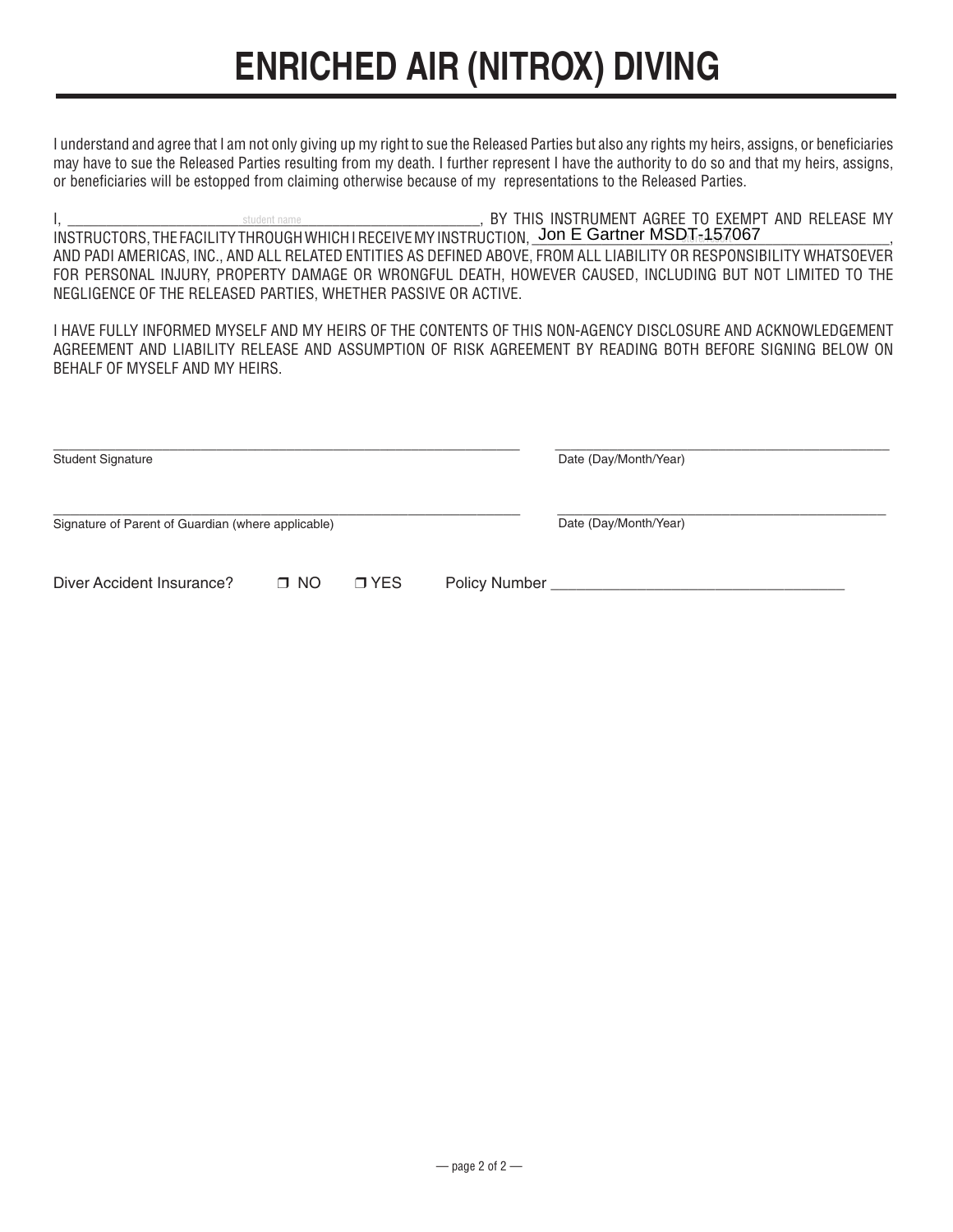# ENRICHED AIR (NITROX) DIVING

I understand and agree that I am not only giving up my right to sue the Released Parties but also any rights my heirs, assigns, or beneficiaries may have to sue the Released Parties resulting from my death. I further represent I have the authority to do so and that my heirs, assigns, or beneficiaries will be estopped from claiming otherwise because of my representations to the Released Parties.

I, ________________________ student name ________________________, BY THIS INSTRUMENT AGREE TO EXEMPT AND RELEASE MY INSTRUCTORS, THE FACILITY THROUGH WHICH I RECEIVE MY INSTRUCTION, Jon E Gartner MSDT-157067 ________________, AND PADI AMERICAS, INC., AND ALL RELATED ENTITIES AS DEFINED ABOVE, FROM ALL LIABILITY OR RESPONSIBILITY WHATSOEVER FOR PERSONAL INJURY, PROPERTY DAMAGE OR WRONGFUL DEATH, HOWEVER CAUSED, INCLUDING BUT NOT LIMITED TO THE NEGLIGENCE OF THE RELEASED PARTIES, WHETHER PASSIVE OR ACTIVE.

I HAVE FULLY INFORMED MYSELF AND MY HEIRS OF THE CONTENTS OF THIS NON-AGENCY DISCLOSURE AND ACKNOWLEDGEMENT AGREEMENT AND LIABILITY RELEASE AND ASSUMPTION OF RISK AGREEMENT BY READING BOTH BEFORE SIGNING BELOW ON BEHALF OF MYSELF AND MY HEIRS.

______________________________________________ ______________________________

Student Signature Date (Day/Month/Year)

______________________________________________ ______________________________

Signature of Parent of Guardian (where applicable) Date (Day/Month/Year)

Diver Accident Insurance? ❒ NO ❒ YES Policy Number ______________________________